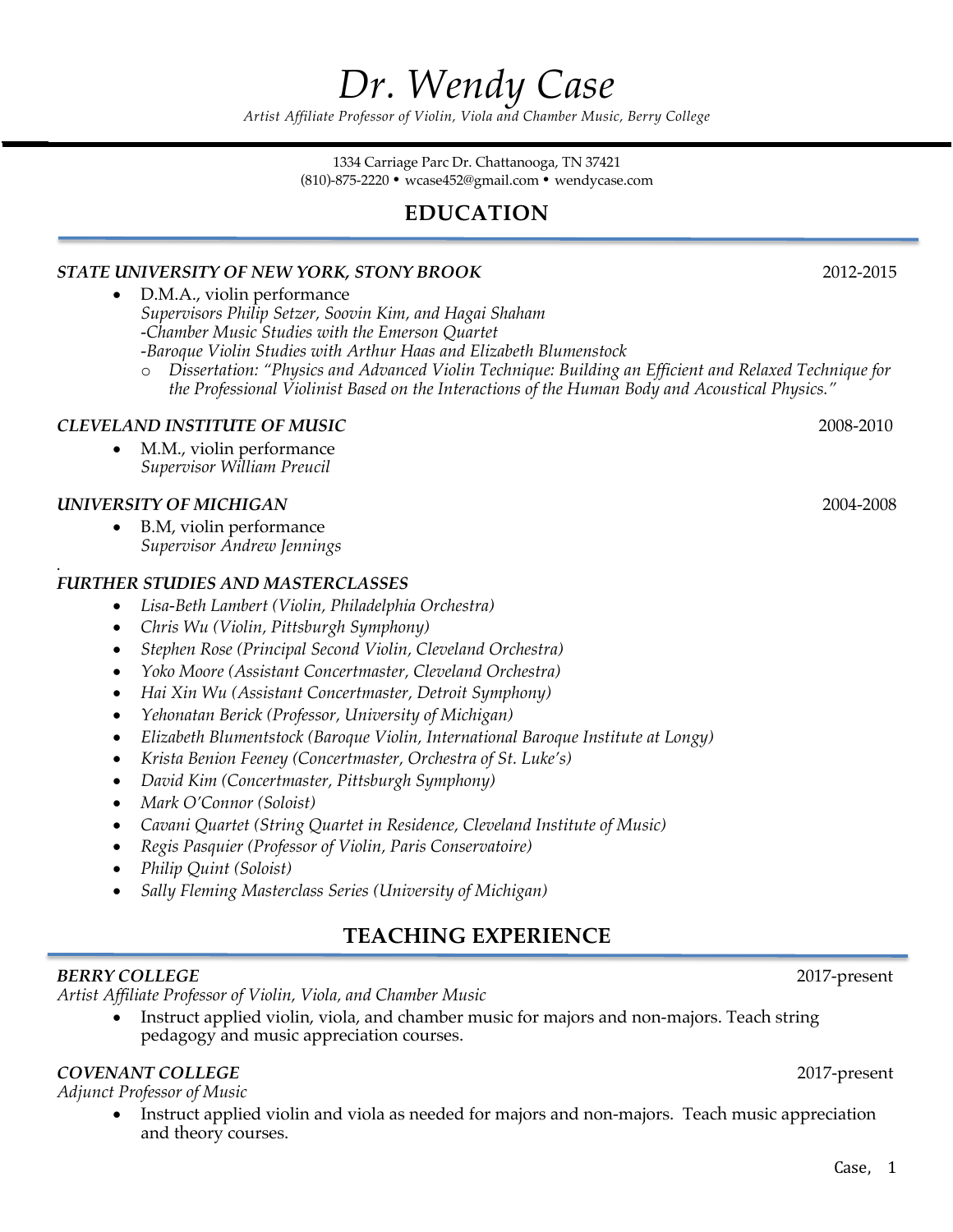# *Dr. Wendy Case*

*Artist Affiliate Professor of Violin, Viola and Chamber Music, Berry College*

1334 Carriage Parc Dr. Chattanooga, TN 37421
(810)-875-2220 • wcase452@gmail.com • wendycase.com

## EDUCATION

***STATE UNIVERSITY OF NEW YORK, STONY BROOK*** 2012-2015

- D.M.A., violin performance
  *Supervisors Philip Setzer, Soovin Kim, and Hagai Shaham*
  *-Chamber Music Studies with the Emerson Quartet*
  *-Baroque Violin Studies with Arthur Haas and Elizabeth Blumenstock*
  - *Dissertation: "Physics and Advanced Violin Technique: Building an Efficient and Relaxed Technique for the Professional Violinist Based on the Interactions of the Human Body and Acoustical Physics."*

***CLEVELAND INSTITUTE OF MUSIC*** 2008-2010

- M.M., violin performance
  *Supervisor William Preucil*

***UNIVERSITY OF MICHIGAN*** 2004-2008

- B.M, violin performance
  *Supervisor Andrew Jennings*

***FURTHER STUDIES AND MASTERCLASSES***

- *Lisa-Beth Lambert (Violin, Philadelphia Orchestra)*
- *Chris Wu (Violin, Pittsburgh Symphony)*
- *Stephen Rose (Principal Second Violin, Cleveland Orchestra)*
- *Yoko Moore (Assistant Concertmaster, Cleveland Orchestra)*
- *Hai Xin Wu (Assistant Concertmaster, Detroit Symphony)*
- *Yehonatan Berick (Professor, University of Michigan)*
- *Elizabeth Blumentstock (Baroque Violin, International Baroque Institute at Longy)*
- *Krista Benion Feeney (Concertmaster, Orchestra of St. Luke's)*
- *David Kim (Concertmaster, Pittsburgh Symphony)*
- *Mark O'Connor (Soloist)*
- *Cavani Quartet (String Quartet in Residence, Cleveland Institute of Music)*
- *Regis Pasquier (Professor of Violin, Paris Conservatoire)*
- *Philip Quint (Soloist)*
- *Sally Fleming Masterclass Series (University of Michigan)*

## TEACHING EXPERIENCE

***BERRY COLLEGE*** 2017-present

*Artist Affiliate Professor of Violin, Viola, and Chamber Music*

- Instruct applied violin, viola, and chamber music for majors and non-majors. Teach string pedagogy and music appreciation courses.

***COVENANT COLLEGE*** 2017-present

*Adjunct Professor of Music*

- Instruct applied violin and viola as needed for majors and non-majors. Teach music appreciation and theory courses.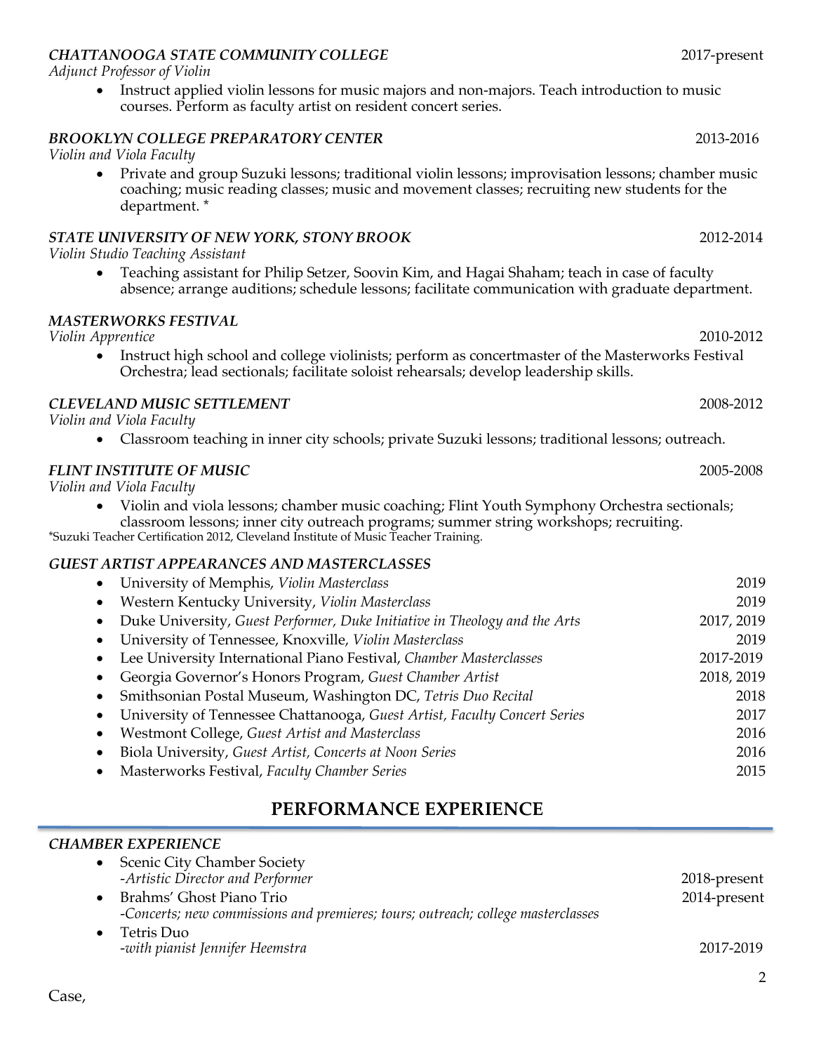***CHATTANOOGA STATE COMMUNITY COLLEGE*** 2017-present
*Adjunct Professor of Violin*

- Instruct applied violin lessons for music majors and non-majors. Teach introduction to music courses. Perform as faculty artist on resident concert series.

***BROOKLYN COLLEGE PREPARATORY CENTER*** 2013-2016
*Violin and Viola Faculty*

- Private and group Suzuki lessons; traditional violin lessons; improvisation lessons; chamber music coaching; music reading classes; music and movement classes; recruiting new students for the department. *

***STATE UNIVERSITY OF NEW YORK, STONY BROOK*** 2012-2014
*Violin Studio Teaching Assistant*

- Teaching assistant for Philip Setzer, Soovin Kim, and Hagai Shaham; teach in case of faculty absence; arrange auditions; schedule lessons; facilitate communication with graduate department.

***MASTERWORKS FESTIVAL***
*Violin Apprentice* 2010-2012

- Instruct high school and college violinists; perform as concertmaster of the Masterworks Festival Orchestra; lead sectionals; facilitate soloist rehearsals; develop leadership skills.

***CLEVELAND MUSIC SETTLEMENT*** 2008-2012
*Violin and Viola Faculty*

- Classroom teaching in inner city schools; private Suzuki lessons; traditional lessons; outreach.

***FLINT INSTITUTE OF MUSIC*** 2005-2008
*Violin and Viola Faculty*

- Violin and viola lessons; chamber music coaching; Flint Youth Symphony Orchestra sectionals; classroom lessons; inner city outreach programs; summer string workshops; recruiting.

*Suzuki Teacher Certification 2012, Cleveland Institute of Music Teacher Training.

***GUEST ARTIST APPEARANCES AND MASTERCLASSES***

- University of Memphis, *Violin Masterclass* 2019
- Western Kentucky University, *Violin Masterclass* 2019
- Duke University, *Guest Performer, Duke Initiative in Theology and the Arts* 2017, 2019
- University of Tennessee, Knoxville, *Violin Masterclass* 2019
- Lee University International Piano Festival, *Chamber Masterclasses* 2017-2019
- Georgia Governor's Honors Program, *Guest Chamber Artist* 2018, 2019
- Smithsonian Postal Museum, Washington DC, *Tetris Duo Recital* 2018
- University of Tennessee Chattanooga, *Guest Artist, Faculty Concert Series* 2017
- Westmont College, *Guest Artist and Masterclass* 2016
- Biola University, *Guest Artist, Concerts at Noon Series* 2016
- Masterworks Festival, *Faculty Chamber Series* 2015

## PERFORMANCE EXPERIENCE

***CHAMBER EXPERIENCE***

- Scenic City Chamber Society
  -*Artistic Director and Performer* 2018-present
- Brahms' Ghost Piano Trio 2014-present
  -*Concerts; new commissions and premieres; tours; outreach; college masterclasses*
- Tetris Duo
  -*with pianist Jennifer Heemstra* 2017-2019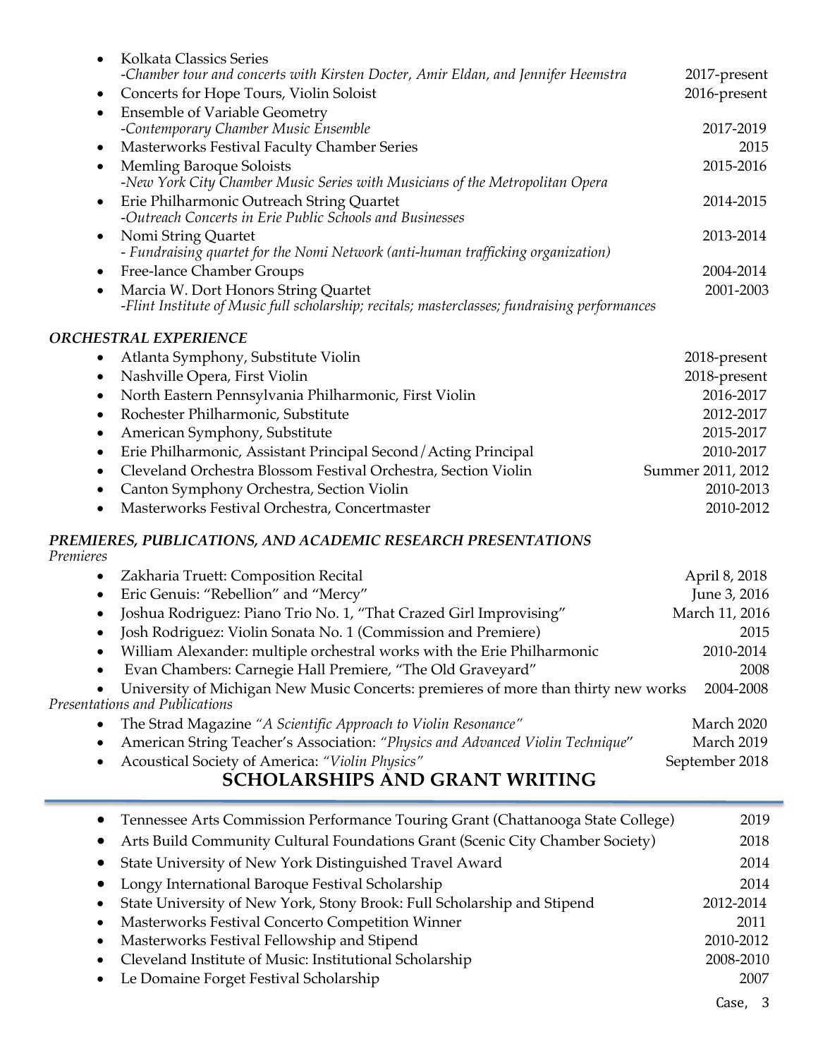- Kolkata Classics Series
  *-Chamber tour and concerts with Kirsten Docter, Amir Eldan, and Jennifer Heemstra* 2017-present
- Concerts for Hope Tours, Violin Soloist 2016-present
- Ensemble of Variable Geometry
  *-Contemporary Chamber Music Ensemble* 2017-2019
- Masterworks Festival Faculty Chamber Series 2015
- Memling Baroque Soloists 2015-2016
  *-New York City Chamber Music Series with Musicians of the Metropolitan Opera*
- Erie Philharmonic Outreach String Quartet 2014-2015
  *-Outreach Concerts in Erie Public Schools and Businesses*
- Nomi String Quartet 2013-2014
  *- Fundraising quartet for the Nomi Network (anti-human trafficking organization)*
- Free-lance Chamber Groups 2004-2014
- Marcia W. Dort Honors String Quartet 2001-2003
  *-Flint Institute of Music full scholarship; recitals; masterclasses; fundraising performances*

### *ORCHESTRAL EXPERIENCE*

- Atlanta Symphony, Substitute Violin 2018-present
- Nashville Opera, First Violin 2018-present
- North Eastern Pennsylvania Philharmonic, First Violin 2016-2017
- Rochester Philharmonic, Substitute 2012-2017
- American Symphony, Substitute 2015-2017
- Erie Philharmonic, Assistant Principal Second/Acting Principal 2010-2017
- Cleveland Orchestra Blossom Festival Orchestra, Section Violin Summer 2011, 2012
- Canton Symphony Orchestra, Section Violin 2010-2013
- Masterworks Festival Orchestra, Concertmaster 2010-2012

### *PREMIERES, PUBLICATIONS, AND ACADEMIC RESEARCH PRESENTATIONS*

*Premieres*

- Zakharia Truett: Composition Recital April 8, 2018
- Eric Genuis: "Rebellion" and "Mercy" June 3, 2016
- Joshua Rodriguez: Piano Trio No. 1, "That Crazed Girl Improvising" March 11, 2016
- Josh Rodriguez: Violin Sonata No. 1 (Commission and Premiere) 2015
- William Alexander: multiple orchestral works with the Erie Philharmonic 2010-2014
- Evan Chambers: Carnegie Hall Premiere, "The Old Graveyard" 2008
- University of Michigan New Music Concerts: premieres of more than thirty new works 2004-2008

*Presentations and Publications*

- The Strad Magazine *"A Scientific Approach to Violin Resonance"* March 2020
- American String Teacher's Association: *"Physics and Advanced Violin Technique"* March 2019
- Acoustical Society of America: *"Violin Physics"* September 2018

## SCHOLARSHIPS AND GRANT WRITING

- Tennessee Arts Commission Performance Touring Grant (Chattanooga State College) 2019
- Arts Build Community Cultural Foundations Grant (Scenic City Chamber Society) 2018
- State University of New York Distinguished Travel Award 2014
- Longy International Baroque Festival Scholarship 2014
- State University of New York, Stony Brook: Full Scholarship and Stipend 2012-2014
- Masterworks Festival Concerto Competition Winner 2011
- Masterworks Festival Fellowship and Stipend 2010-2012
- Cleveland Institute of Music: Institutional Scholarship 2008-2010
- Le Domaine Forget Festival Scholarship 2007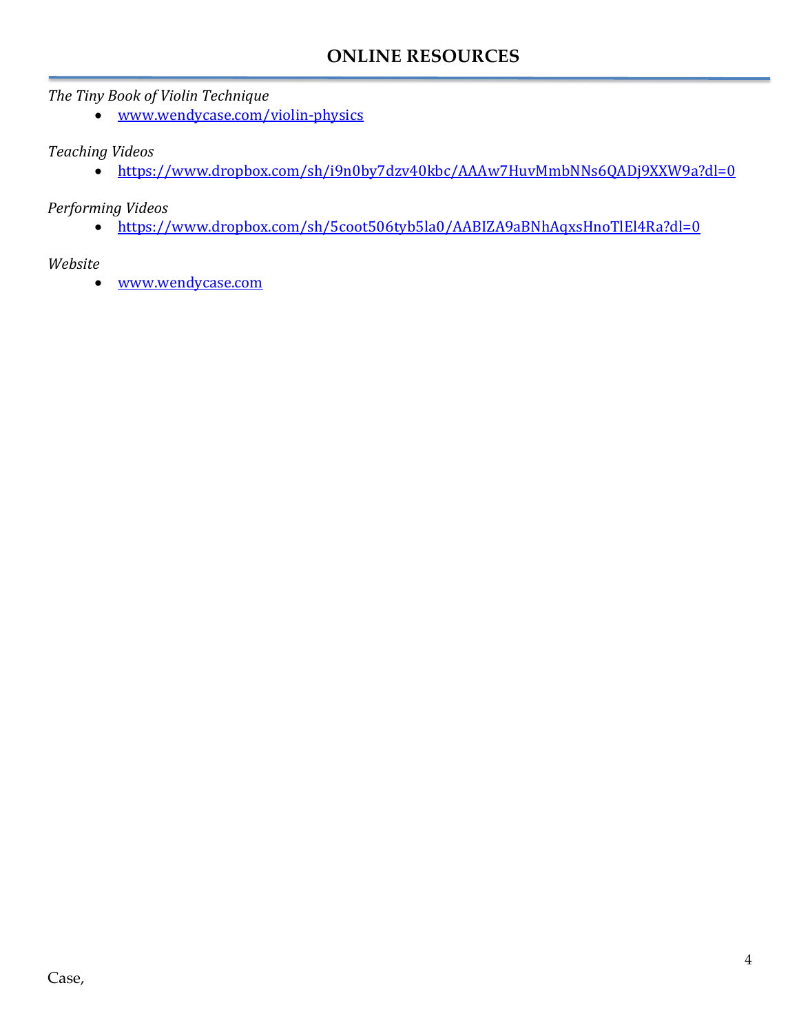## ONLINE RESOURCES

*The Tiny Book of Violin Technique*

- www.wendycase.com/violin-physics

*Teaching Videos*

- https://www.dropbox.com/sh/i9n0by7dzv40kbc/AAAw7HuvMmbNNs6QADj9XXW9a?dl=0

*Performing Videos*

- https://www.dropbox.com/sh/5coot506tyb5la0/AABIZA9aBNhAqxsHnoTlEl4Ra?dl=0

*Website*

- www.wendycase.com